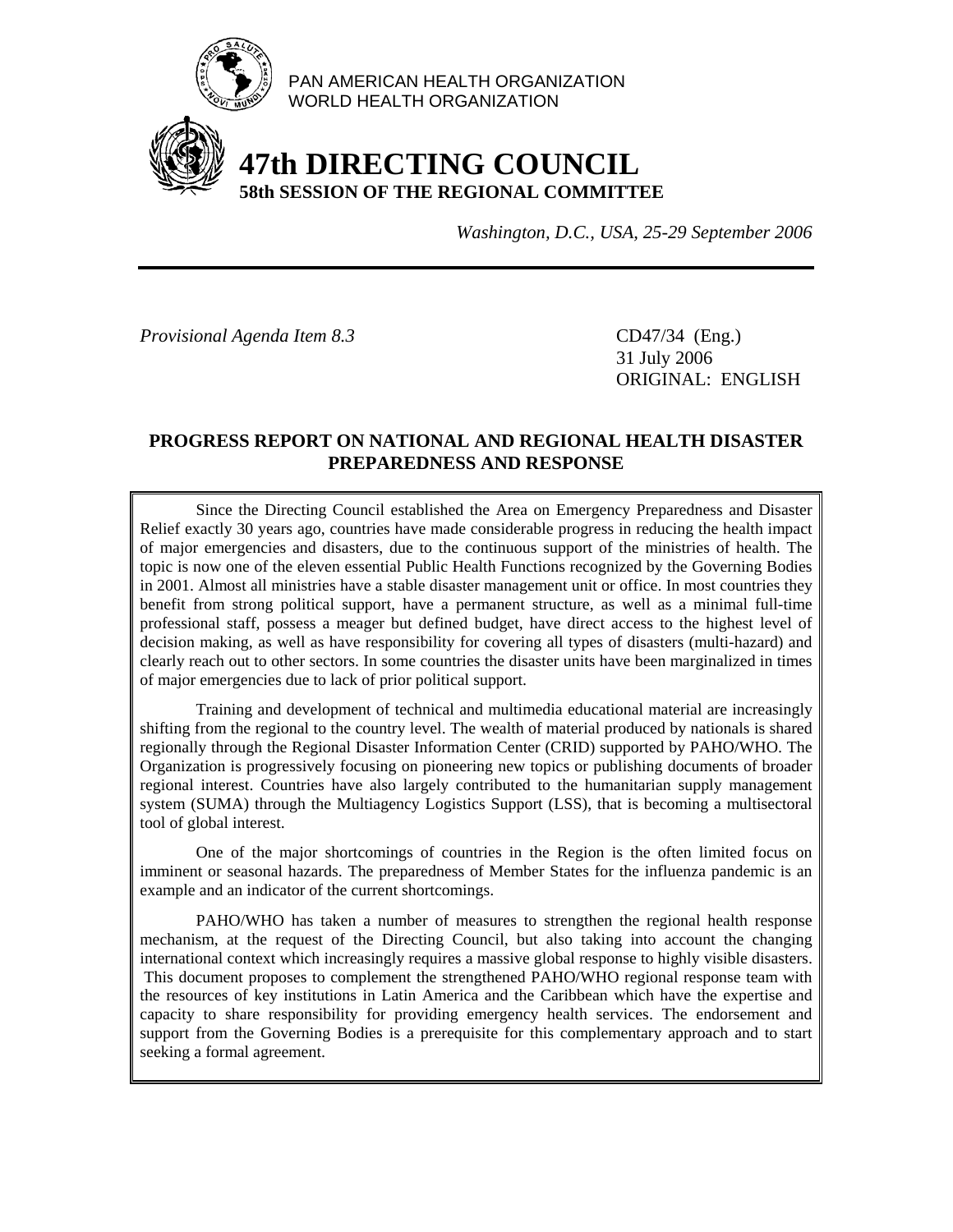PAN AMERICAN HEALTH ORGANIZATION
WORLD HEALTH ORGANIZATION

# 47th DIRECTING COUNCIL
## 58th SESSION OF THE REGIONAL COMMITTEE

*Washington, D.C., USA, 25-29 September 2006*

---

*Provisional Agenda Item 8.3*

CD47/34 (Eng.)
31 July 2006
ORIGINAL: ENGLISH

## PROGRESS REPORT ON NATIONAL AND REGIONAL HEALTH DISASTER PREPAREDNESS AND RESPONSE

Since the Directing Council established the Area on Emergency Preparedness and Disaster Relief exactly 30 years ago, countries have made considerable progress in reducing the health impact of major emergencies and disasters, due to the continuous support of the ministries of health. The topic is now one of the eleven essential Public Health Functions recognized by the Governing Bodies in 2001. Almost all ministries have a stable disaster management unit or office. In most countries they benefit from strong political support, have a permanent structure, as well as a minimal full-time professional staff, possess a meager but defined budget, have direct access to the highest level of decision making, as well as have responsibility for covering all types of disasters (multi-hazard) and clearly reach out to other sectors. In some countries the disaster units have been marginalized in times of major emergencies due to lack of prior political support.

Training and development of technical and multimedia educational material are increasingly shifting from the regional to the country level. The wealth of material produced by nationals is shared regionally through the Regional Disaster Information Center (CRID) supported by PAHO/WHO. The Organization is progressively focusing on pioneering new topics or publishing documents of broader regional interest. Countries have also largely contributed to the humanitarian supply management system (SUMA) through the Multiagency Logistics Support (LSS), that is becoming a multisectoral tool of global interest.

One of the major shortcomings of countries in the Region is the often limited focus on imminent or seasonal hazards. The preparedness of Member States for the influenza pandemic is an example and an indicator of the current shortcomings.

PAHO/WHO has taken a number of measures to strengthen the regional health response mechanism, at the request of the Directing Council, but also taking into account the changing international context which increasingly requires a massive global response to highly visible disasters. This document proposes to complement the strengthened PAHO/WHO regional response team with the resources of key institutions in Latin America and the Caribbean which have the expertise and capacity to share responsibility for providing emergency health services. The endorsement and support from the Governing Bodies is a prerequisite for this complementary approach and to start seeking a formal agreement.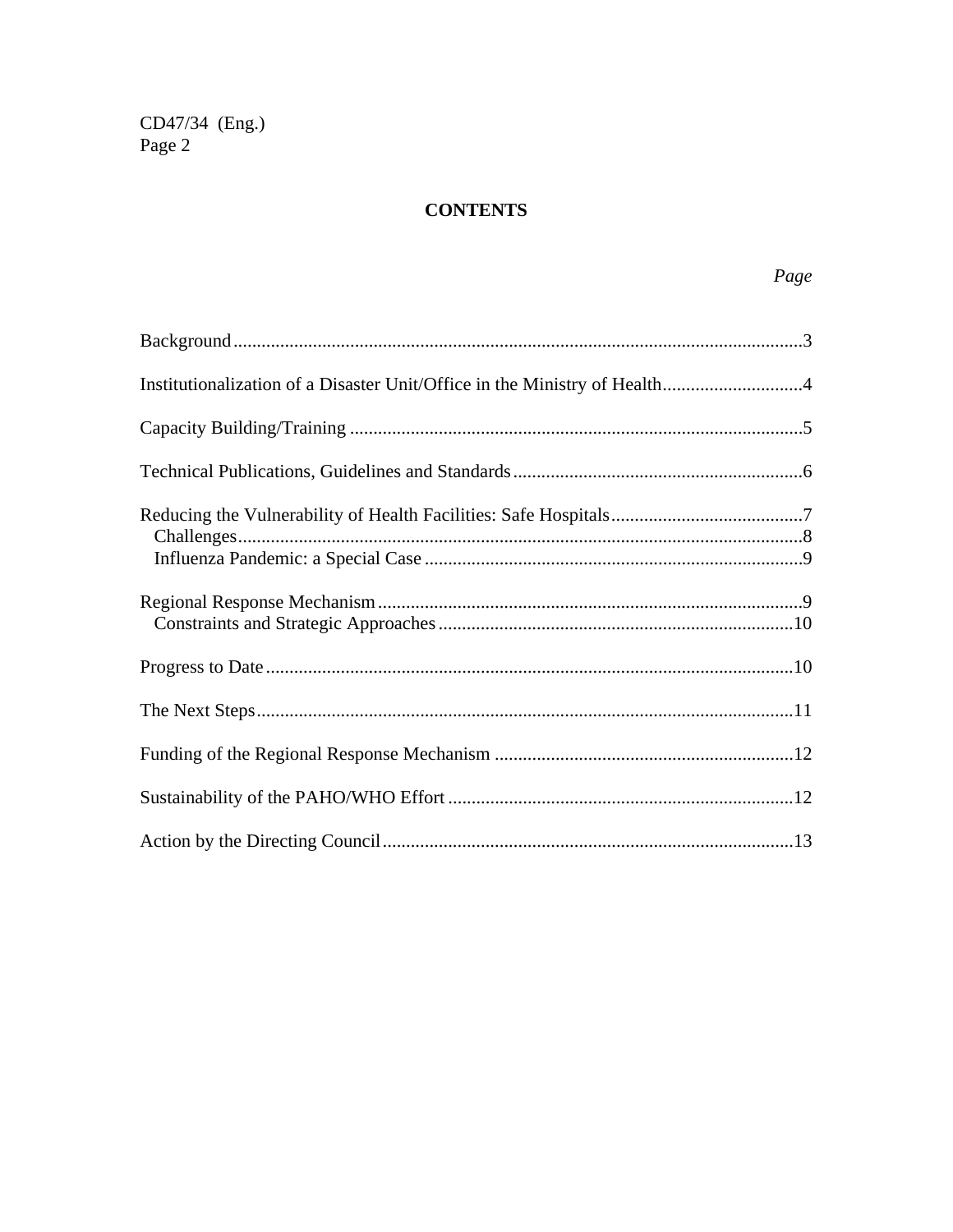## CONTENTS

| | *Page* |
|---|---|
| Background | 3 |
| Institutionalization of a Disaster Unit/Office in the Ministry of Health | 4 |
| Capacity Building/Training | 5 |
| Technical Publications, Guidelines and Standards | 6 |
| Reducing the Vulnerability of Health Facilities: Safe Hospitals | 7 |
| Challenges | 8 |
| Influenza Pandemic: a Special Case | 9 |
| Regional Response Mechanism | 9 |
| Constraints and Strategic Approaches | 10 |
| Progress to Date | 10 |
| The Next Steps | 11 |
| Funding of the Regional Response Mechanism | 12 |
| Sustainability of the PAHO/WHO Effort | 12 |
| Action by the Directing Council | 13 |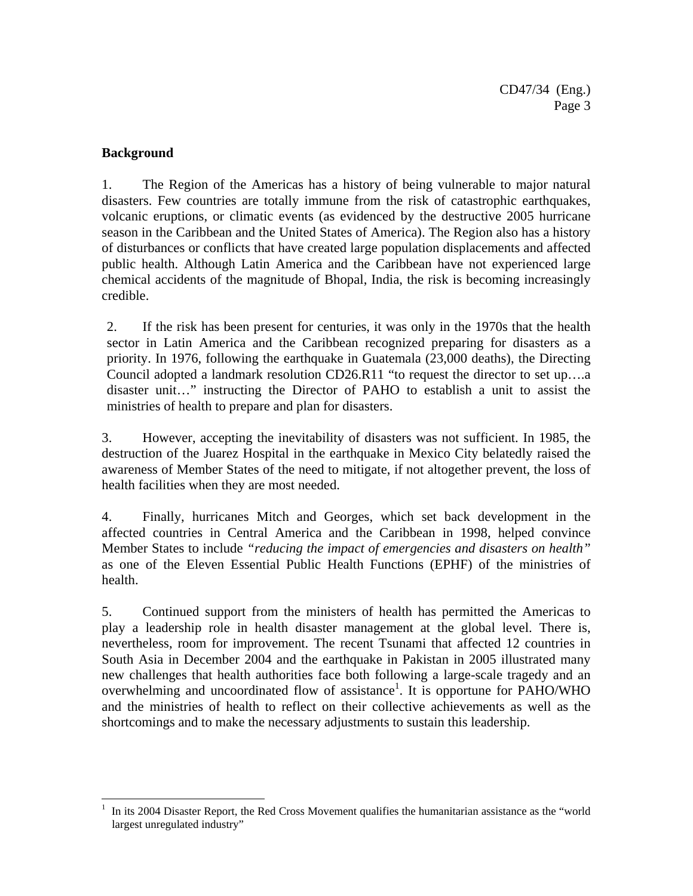**Background**

1. The Region of the Americas has a history of being vulnerable to major natural disasters. Few countries are totally immune from the risk of catastrophic earthquakes, volcanic eruptions, or climatic events (as evidenced by the destructive 2005 hurricane season in the Caribbean and the United States of America). The Region also has a history of disturbances or conflicts that have created large population displacements and affected public health. Although Latin America and the Caribbean have not experienced large chemical accidents of the magnitude of Bhopal, India, the risk is becoming increasingly credible.

2. If the risk has been present for centuries, it was only in the 1970s that the health sector in Latin America and the Caribbean recognized preparing for disasters as a priority. In 1976, following the earthquake in Guatemala (23,000 deaths), the Directing Council adopted a landmark resolution CD26.R11 "to request the director to set up….a disaster unit…" instructing the Director of PAHO to establish a unit to assist the ministries of health to prepare and plan for disasters.

3. However, accepting the inevitability of disasters was not sufficient. In 1985, the destruction of the Juarez Hospital in the earthquake in Mexico City belatedly raised the awareness of Member States of the need to mitigate, if not altogether prevent, the loss of health facilities when they are most needed.

4. Finally, hurricanes Mitch and Georges, which set back development in the affected countries in Central America and the Caribbean in 1998, helped convince Member States to include *"reducing the impact of emergencies and disasters on health"* as one of the Eleven Essential Public Health Functions (EPHF) of the ministries of health.

5. Continued support from the ministers of health has permitted the Americas to play a leadership role in health disaster management at the global level. There is, nevertheless, room for improvement. The recent Tsunami that affected 12 countries in South Asia in December 2004 and the earthquake in Pakistan in 2005 illustrated many new challenges that health authorities face both following a large-scale tragedy and an overwhelming and uncoordinated flow of assistance[1]. It is opportune for PAHO/WHO and the ministries of health to reflect on their collective achievements as well as the shortcomings and to make the necessary adjustments to sustain this leadership.

[1] In its 2004 Disaster Report, the Red Cross Movement qualifies the humanitarian assistance as the "world largest unregulated industry"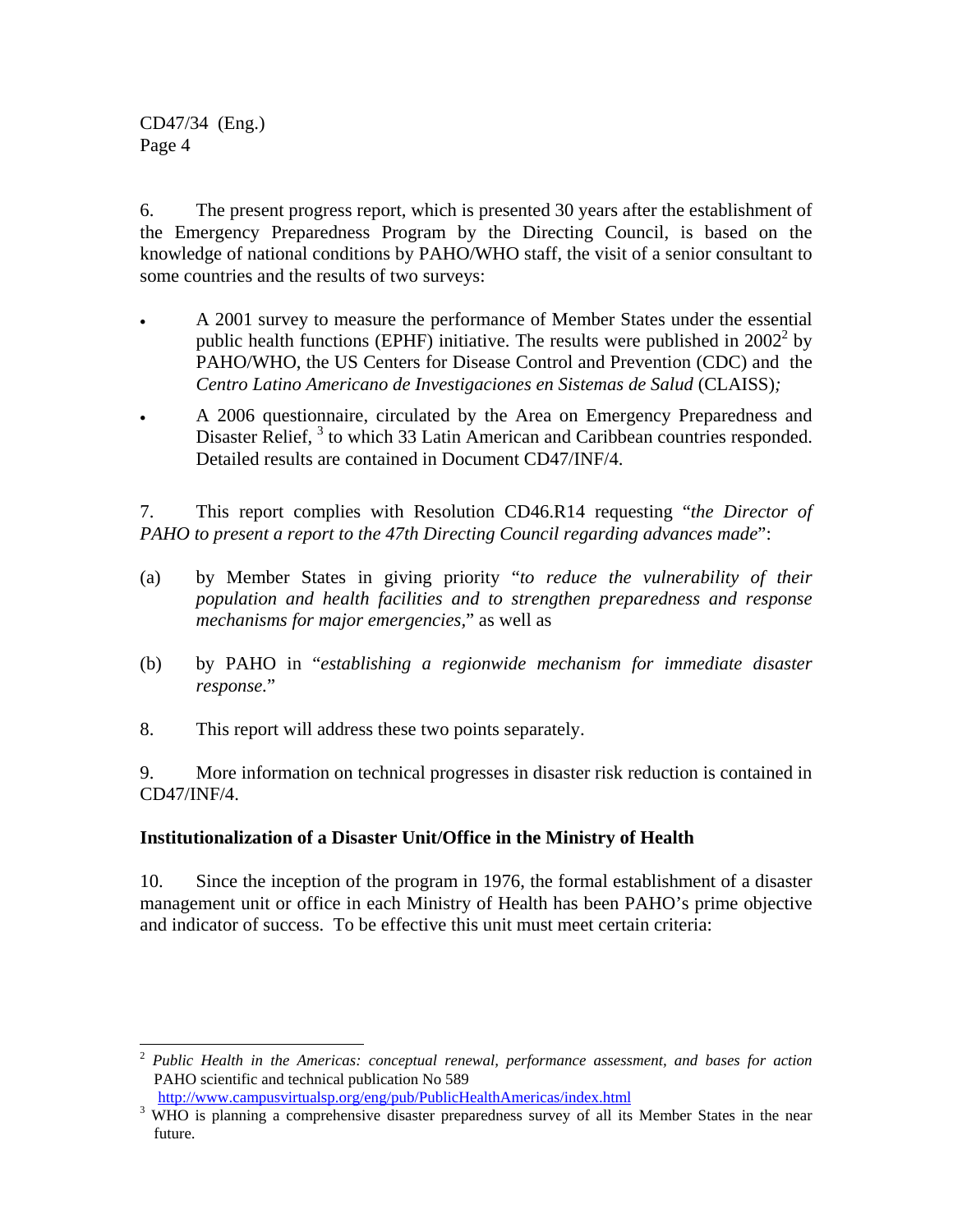6. The present progress report, which is presented 30 years after the establishment of the Emergency Preparedness Program by the Directing Council, is based on the knowledge of national conditions by PAHO/WHO staff, the visit of a senior consultant to some countries and the results of two surveys:

- A 2001 survey to measure the performance of Member States under the essential public health functions (EPHF) initiative. The results were published in 2002[2] by PAHO/WHO, the US Centers for Disease Control and Prevention (CDC) and the *Centro Latino Americano de Investigaciones en Sistemas de Salud* (CLAISS)*;*
- A 2006 questionnaire, circulated by the Area on Emergency Preparedness and Disaster Relief, [3] to which 33 Latin American and Caribbean countries responded. Detailed results are contained in Document CD47/INF/4.

7. This report complies with Resolution CD46.R14 requesting "*the Director of PAHO to present a report to the 47th Directing Council regarding advances made*":

(a) by Member States in giving priority "*to reduce the vulnerability of their population and health facilities and to strengthen preparedness and response mechanisms for major emergencies*," as well as

(b) by PAHO in "*establishing a regionwide mechanism for immediate disaster response.*"

8. This report will address these two points separately.

9. More information on technical progresses in disaster risk reduction is contained in CD47/INF/4.

**Institutionalization of a Disaster Unit/Office in the Ministry of Health**

10. Since the inception of the program in 1976, the formal establishment of a disaster management unit or office in each Ministry of Health has been PAHO's prime objective and indicator of success. To be effective this unit must meet certain criteria:

---

[2] *Public Health in the Americas: conceptual renewal, performance assessment, and bases for action* PAHO scientific and technical publication No 589 http://www.campusvirtualsp.org/eng/pub/PublicHealthAmericas/index.html

[3] WHO is planning a comprehensive disaster preparedness survey of all its Member States in the near future.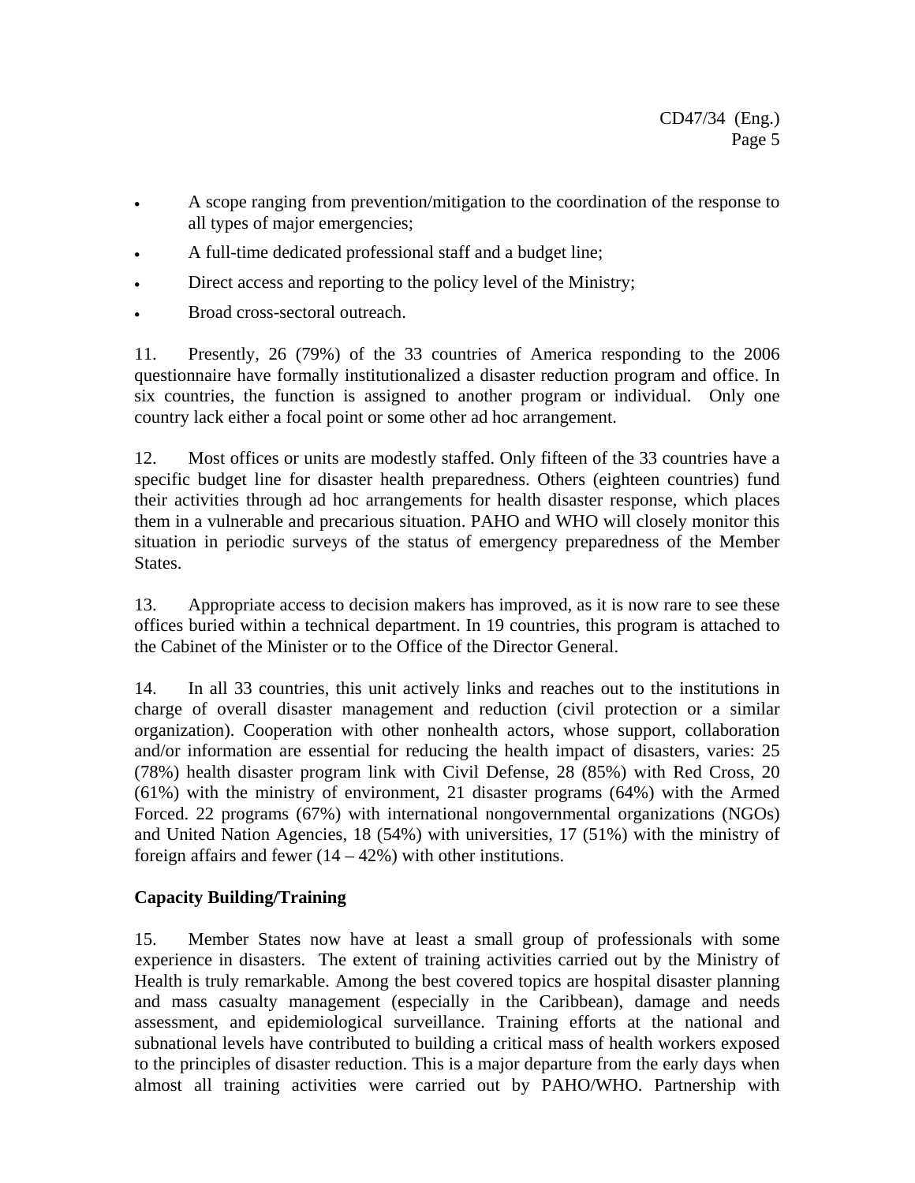- A scope ranging from prevention/mitigation to the coordination of the response to all types of major emergencies;
- A full-time dedicated professional staff and a budget line;
- Direct access and reporting to the policy level of the Ministry;
- Broad cross-sectoral outreach.

11. Presently, 26 (79%) of the 33 countries of America responding to the 2006 questionnaire have formally institutionalized a disaster reduction program and office. In six countries, the function is assigned to another program or individual. Only one country lack either a focal point or some other ad hoc arrangement.

12. Most offices or units are modestly staffed. Only fifteen of the 33 countries have a specific budget line for disaster health preparedness. Others (eighteen countries) fund their activities through ad hoc arrangements for health disaster response, which places them in a vulnerable and precarious situation. PAHO and WHO will closely monitor this situation in periodic surveys of the status of emergency preparedness of the Member States.

13. Appropriate access to decision makers has improved, as it is now rare to see these offices buried within a technical department. In 19 countries, this program is attached to the Cabinet of the Minister or to the Office of the Director General.

14. In all 33 countries, this unit actively links and reaches out to the institutions in charge of overall disaster management and reduction (civil protection or a similar organization). Cooperation with other nonhealth actors, whose support, collaboration and/or information are essential for reducing the health impact of disasters, varies: 25 (78%) health disaster program link with Civil Defense, 28 (85%) with Red Cross, 20 (61%) with the ministry of environment, 21 disaster programs (64%) with the Armed Forced. 22 programs (67%) with international nongovernmental organizations (NGOs) and United Nation Agencies, 18 (54%) with universities, 17 (51%) with the ministry of foreign affairs and fewer (14 – 42%) with other institutions.

**Capacity Building/Training**

15. Member States now have at least a small group of professionals with some experience in disasters. The extent of training activities carried out by the Ministry of Health is truly remarkable. Among the best covered topics are hospital disaster planning and mass casualty management (especially in the Caribbean), damage and needs assessment, and epidemiological surveillance. Training efforts at the national and subnational levels have contributed to building a critical mass of health workers exposed to the principles of disaster reduction. This is a major departure from the early days when almost all training activities were carried out by PAHO/WHO. Partnership with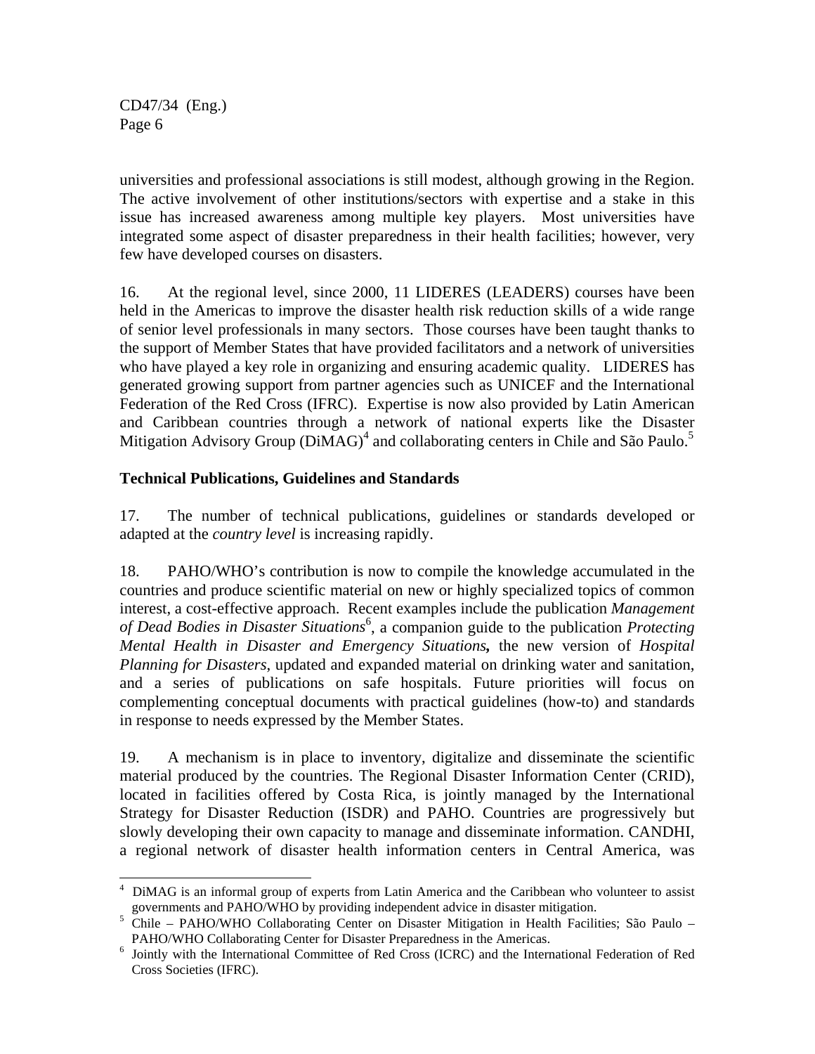universities and professional associations is still modest, although growing in the Region. The active involvement of other institutions/sectors with expertise and a stake in this issue has increased awareness among multiple key players. Most universities have integrated some aspect of disaster preparedness in their health facilities; however, very few have developed courses on disasters.

16. At the regional level, since 2000, 11 LIDERES (LEADERS) courses have been held in the Americas to improve the disaster health risk reduction skills of a wide range of senior level professionals in many sectors. Those courses have been taught thanks to the support of Member States that have provided facilitators and a network of universities who have played a key role in organizing and ensuring academic quality. LIDERES has generated growing support from partner agencies such as UNICEF and the International Federation of the Red Cross (IFRC). Expertise is now also provided by Latin American and Caribbean countries through a network of national experts like the Disaster Mitigation Advisory Group (DiMAG)[4] and collaborating centers in Chile and São Paulo.[5]

### Technical Publications, Guidelines and Standards

17. The number of technical publications, guidelines or standards developed or adapted at the *country level* is increasing rapidly.

18. PAHO/WHO's contribution is now to compile the knowledge accumulated in the countries and produce scientific material on new or highly specialized topics of common interest, a cost-effective approach. Recent examples include the publication *Management of Dead Bodies in Disaster Situations*[6], a companion guide to the publication *Protecting Mental Health in Disaster and Emergency Situations***,** the new version of *Hospital Planning for Disasters*, updated and expanded material on drinking water and sanitation, and a series of publications on safe hospitals. Future priorities will focus on complementing conceptual documents with practical guidelines (how-to) and standards in response to needs expressed by the Member States.

19. A mechanism is in place to inventory, digitalize and disseminate the scientific material produced by the countries. The Regional Disaster Information Center (CRID), located in facilities offered by Costa Rica, is jointly managed by the International Strategy for Disaster Reduction (ISDR) and PAHO. Countries are progressively but slowly developing their own capacity to manage and disseminate information. CANDHI, a regional network of disaster health information centers in Central America, was

---

[4] DiMAG is an informal group of experts from Latin America and the Caribbean who volunteer to assist governments and PAHO/WHO by providing independent advice in disaster mitigation.

[5] Chile – PAHO/WHO Collaborating Center on Disaster Mitigation in Health Facilities; São Paulo – PAHO/WHO Collaborating Center for Disaster Preparedness in the Americas.

[6] Jointly with the International Committee of Red Cross (ICRC) and the International Federation of Red Cross Societies (IFRC).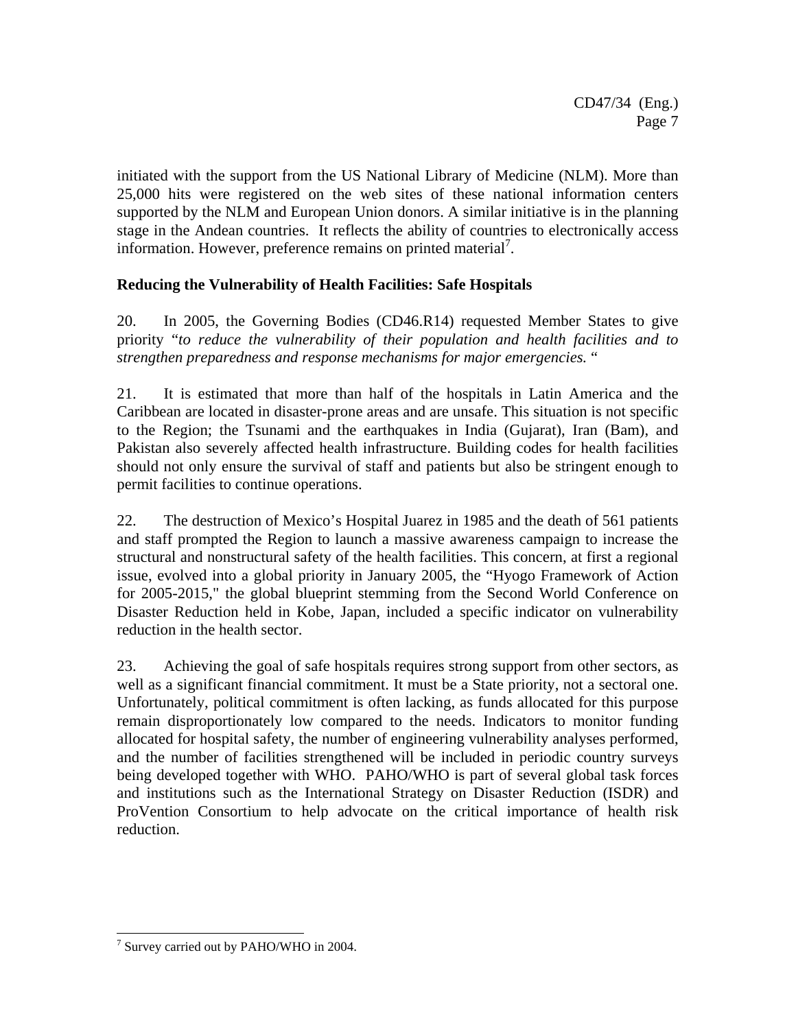initiated with the support from the US National Library of Medicine (NLM). More than 25,000 hits were registered on the web sites of these national information centers supported by the NLM and European Union donors. A similar initiative is in the planning stage in the Andean countries. It reflects the ability of countries to electronically access information. However, preference remains on printed material[7].

**Reducing the Vulnerability of Health Facilities: Safe Hospitals**

20. In 2005, the Governing Bodies (CD46.R14) requested Member States to give priority "*to reduce the vulnerability of their population and health facilities and to strengthen preparedness and response mechanisms for major emergencies.* "

21. It is estimated that more than half of the hospitals in Latin America and the Caribbean are located in disaster-prone areas and are unsafe. This situation is not specific to the Region; the Tsunami and the earthquakes in India (Gujarat), Iran (Bam), and Pakistan also severely affected health infrastructure. Building codes for health facilities should not only ensure the survival of staff and patients but also be stringent enough to permit facilities to continue operations.

22. The destruction of Mexico's Hospital Juarez in 1985 and the death of 561 patients and staff prompted the Region to launch a massive awareness campaign to increase the structural and nonstructural safety of the health facilities. This concern, at first a regional issue, evolved into a global priority in January 2005, the "Hyogo Framework of Action for 2005-2015," the global blueprint stemming from the Second World Conference on Disaster Reduction held in Kobe, Japan, included a specific indicator on vulnerability reduction in the health sector.

23. Achieving the goal of safe hospitals requires strong support from other sectors, as well as a significant financial commitment. It must be a State priority, not a sectoral one. Unfortunately, political commitment is often lacking, as funds allocated for this purpose remain disproportionately low compared to the needs. Indicators to monitor funding allocated for hospital safety, the number of engineering vulnerability analyses performed, and the number of facilities strengthened will be included in periodic country surveys being developed together with WHO. PAHO/WHO is part of several global task forces and institutions such as the International Strategy on Disaster Reduction (ISDR) and ProVention Consortium to help advocate on the critical importance of health risk reduction.

---

[7] Survey carried out by PAHO/WHO in 2004.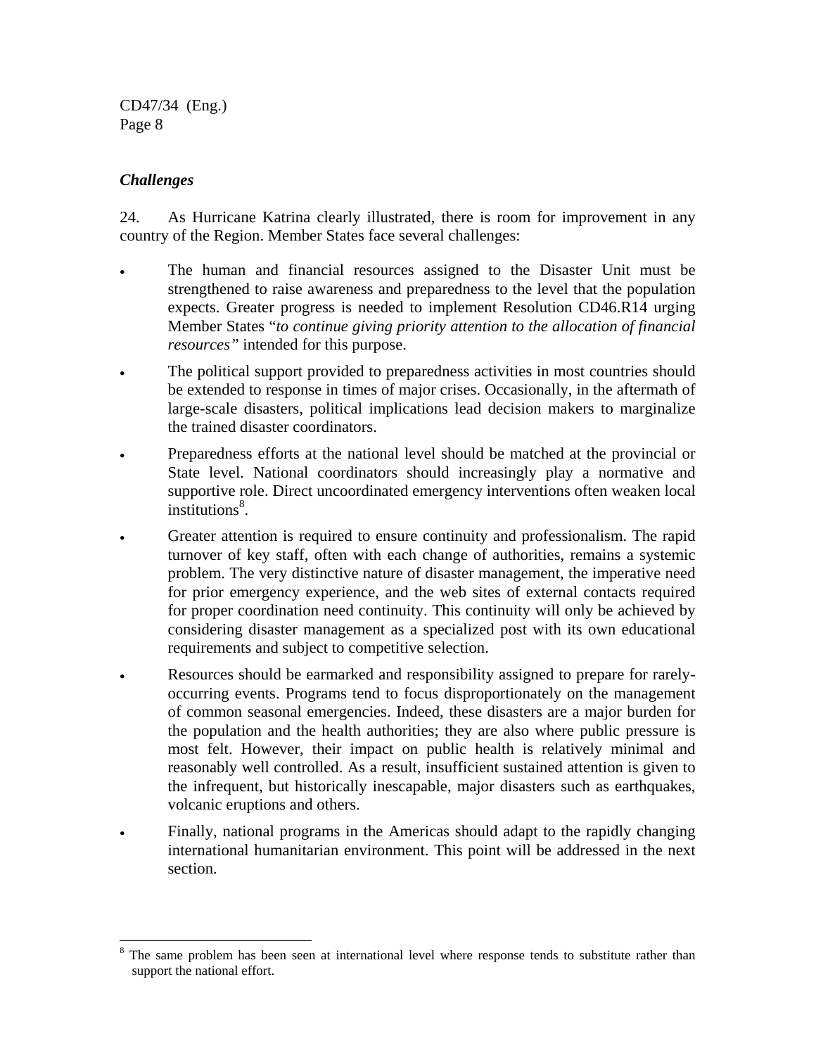### *Challenges*

24. As Hurricane Katrina clearly illustrated, there is room for improvement in any country of the Region. Member States face several challenges:

- The human and financial resources assigned to the Disaster Unit must be strengthened to raise awareness and preparedness to the level that the population expects. Greater progress is needed to implement Resolution CD46.R14 urging Member States "*to continue giving priority attention to the allocation of financial resources"* intended for this purpose.
- The political support provided to preparedness activities in most countries should be extended to response in times of major crises. Occasionally, in the aftermath of large-scale disasters, political implications lead decision makers to marginalize the trained disaster coordinators.
- Preparedness efforts at the national level should be matched at the provincial or State level. National coordinators should increasingly play a normative and supportive role. Direct uncoordinated emergency interventions often weaken local institutions[8].
- Greater attention is required to ensure continuity and professionalism. The rapid turnover of key staff, often with each change of authorities, remains a systemic problem. The very distinctive nature of disaster management, the imperative need for prior emergency experience, and the web sites of external contacts required for proper coordination need continuity. This continuity will only be achieved by considering disaster management as a specialized post with its own educational requirements and subject to competitive selection.
- Resources should be earmarked and responsibility assigned to prepare for rarely-occurring events. Programs tend to focus disproportionately on the management of common seasonal emergencies. Indeed, these disasters are a major burden for the population and the health authorities; they are also where public pressure is most felt. However, their impact on public health is relatively minimal and reasonably well controlled. As a result, insufficient sustained attention is given to the infrequent, but historically inescapable, major disasters such as earthquakes, volcanic eruptions and others.
- Finally, national programs in the Americas should adapt to the rapidly changing international humanitarian environment. This point will be addressed in the next section.

---

[8] The same problem has been seen at international level where response tends to substitute rather than support the national effort.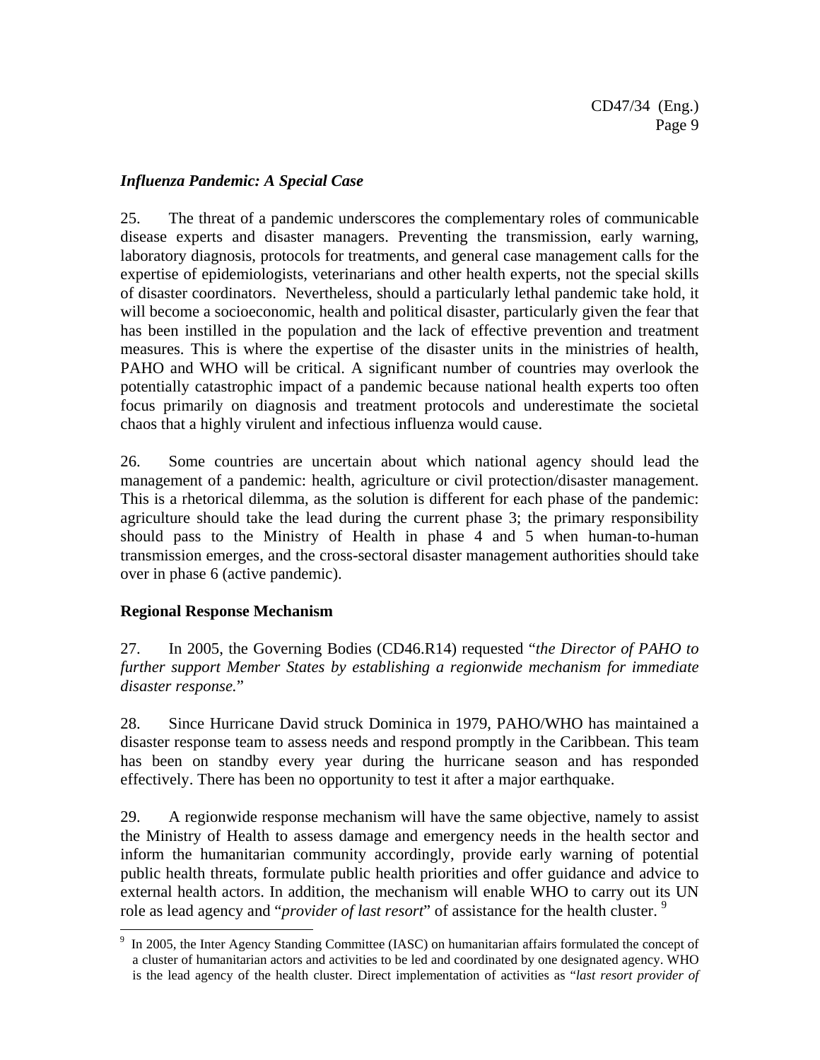### *Influenza Pandemic: A Special Case*

25. The threat of a pandemic underscores the complementary roles of communicable disease experts and disaster managers. Preventing the transmission, early warning, laboratory diagnosis, protocols for treatments, and general case management calls for the expertise of epidemiologists, veterinarians and other health experts, not the special skills of disaster coordinators. Nevertheless, should a particularly lethal pandemic take hold, it will become a socioeconomic, health and political disaster, particularly given the fear that has been instilled in the population and the lack of effective prevention and treatment measures. This is where the expertise of the disaster units in the ministries of health, PAHO and WHO will be critical. A significant number of countries may overlook the potentially catastrophic impact of a pandemic because national health experts too often focus primarily on diagnosis and treatment protocols and underestimate the societal chaos that a highly virulent and infectious influenza would cause.

26. Some countries are uncertain about which national agency should lead the management of a pandemic: health, agriculture or civil protection/disaster management. This is a rhetorical dilemma, as the solution is different for each phase of the pandemic: agriculture should take the lead during the current phase 3; the primary responsibility should pass to the Ministry of Health in phase 4 and 5 when human-to-human transmission emerges, and the cross-sectoral disaster management authorities should take over in phase 6 (active pandemic).

### **Regional Response Mechanism**

27. In 2005, the Governing Bodies (CD46.R14) requested "*the Director of PAHO to further support Member States by establishing a regionwide mechanism for immediate disaster response.*"

28. Since Hurricane David struck Dominica in 1979, PAHO/WHO has maintained a disaster response team to assess needs and respond promptly in the Caribbean. This team has been on standby every year during the hurricane season and has responded effectively. There has been no opportunity to test it after a major earthquake.

29. A regionwide response mechanism will have the same objective, namely to assist the Ministry of Health to assess damage and emergency needs in the health sector and inform the humanitarian community accordingly, provide early warning of potential public health threats, formulate public health priorities and offer guidance and advice to external health actors. In addition, the mechanism will enable WHO to carry out its UN role as lead agency and "*provider of last resort*" of assistance for the health cluster. [9]

---

[9] In 2005, the Inter Agency Standing Committee (IASC) on humanitarian affairs formulated the concept of a cluster of humanitarian actors and activities to be led and coordinated by one designated agency. WHO is the lead agency of the health cluster. Direct implementation of activities as "*last resort provider of*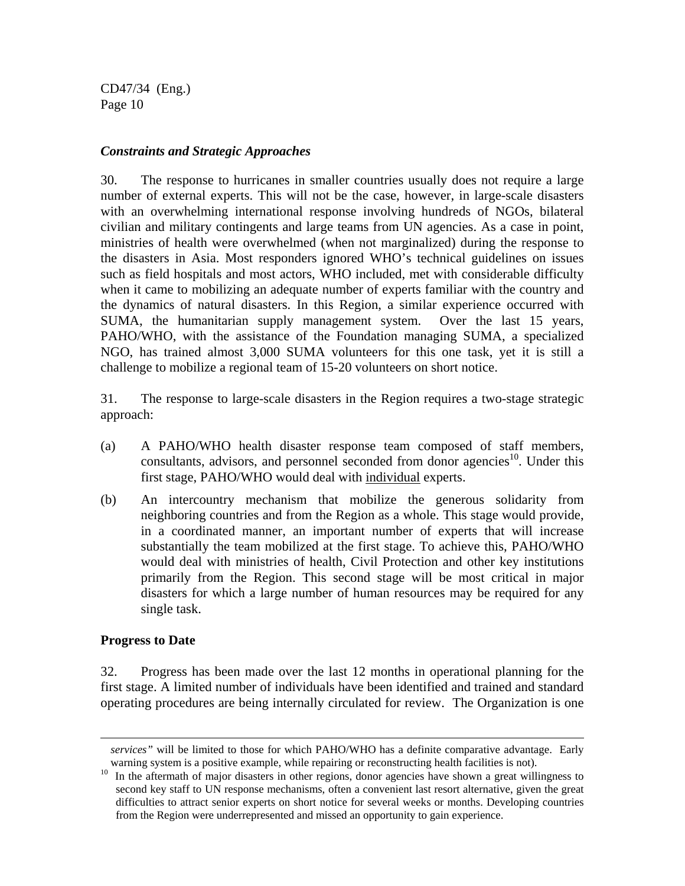*Constraints and Strategic Approaches*

30. The response to hurricanes in smaller countries usually does not require a large number of external experts. This will not be the case, however, in large-scale disasters with an overwhelming international response involving hundreds of NGOs, bilateral civilian and military contingents and large teams from UN agencies. As a case in point, ministries of health were overwhelmed (when not marginalized) during the response to the disasters in Asia. Most responders ignored WHO's technical guidelines on issues such as field hospitals and most actors, WHO included, met with considerable difficulty when it came to mobilizing an adequate number of experts familiar with the country and the dynamics of natural disasters. In this Region, a similar experience occurred with SUMA, the humanitarian supply management system. Over the last 15 years, PAHO/WHO, with the assistance of the Foundation managing SUMA, a specialized NGO, has trained almost 3,000 SUMA volunteers for this one task, yet it is still a challenge to mobilize a regional team of 15-20 volunteers on short notice.

31. The response to large-scale disasters in the Region requires a two-stage strategic approach:

(a) A PAHO/WHO health disaster response team composed of staff members, consultants, advisors, and personnel seconded from donor agencies[10]. Under this first stage, PAHO/WHO would deal with <u>individual</u> experts.

(b) An intercountry mechanism that mobilize the generous solidarity from neighboring countries and from the Region as a whole. This stage would provide, in a coordinated manner, an important number of experts that will increase substantially the team mobilized at the first stage. To achieve this, PAHO/WHO would deal with ministries of health, Civil Protection and other key institutions primarily from the Region. This second stage will be most critical in major disasters for which a large number of human resources may be required for any single task.

**Progress to Date**

32. Progress has been made over the last 12 months in operational planning for the first stage. A limited number of individuals have been identified and trained and standard operating procedures are being internally circulated for review. The Organization is one

---

*services"* will be limited to those for which PAHO/WHO has a definite comparative advantage. Early warning system is a positive example, while repairing or reconstructing health facilities is not).

[10] In the aftermath of major disasters in other regions, donor agencies have shown a great willingness to second key staff to UN response mechanisms, often a convenient last resort alternative, given the great difficulties to attract senior experts on short notice for several weeks or months. Developing countries from the Region were underrepresented and missed an opportunity to gain experience.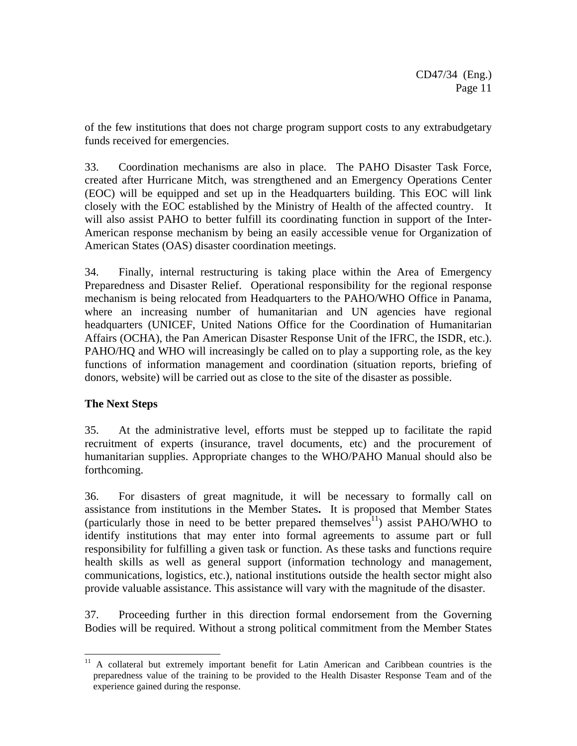of the few institutions that does not charge program support costs to any extrabudgetary funds received for emergencies.

33. Coordination mechanisms are also in place. The PAHO Disaster Task Force, created after Hurricane Mitch, was strengthened and an Emergency Operations Center (EOC) will be equipped and set up in the Headquarters building. This EOC will link closely with the EOC established by the Ministry of Health of the affected country. It will also assist PAHO to better fulfill its coordinating function in support of the Inter-American response mechanism by being an easily accessible venue for Organization of American States (OAS) disaster coordination meetings.

34. Finally, internal restructuring is taking place within the Area of Emergency Preparedness and Disaster Relief. Operational responsibility for the regional response mechanism is being relocated from Headquarters to the PAHO/WHO Office in Panama, where an increasing number of humanitarian and UN agencies have regional headquarters (UNICEF, United Nations Office for the Coordination of Humanitarian Affairs (OCHA), the Pan American Disaster Response Unit of the IFRC, the ISDR, etc.). PAHO/HQ and WHO will increasingly be called on to play a supporting role, as the key functions of information management and coordination (situation reports, briefing of donors, website) will be carried out as close to the site of the disaster as possible.

**The Next Steps**

35. At the administrative level, efforts must be stepped up to facilitate the rapid recruitment of experts (insurance, travel documents, etc) and the procurement of humanitarian supplies. Appropriate changes to the WHO/PAHO Manual should also be forthcoming.

36. For disasters of great magnitude, it will be necessary to formally call on assistance from institutions in the Member States**.** It is proposed that Member States (particularly those in need to be better prepared themselves[11]) assist PAHO/WHO to identify institutions that may enter into formal agreements to assume part or full responsibility for fulfilling a given task or function. As these tasks and functions require health skills as well as general support (information technology and management, communications, logistics, etc.), national institutions outside the health sector might also provide valuable assistance. This assistance will vary with the magnitude of the disaster.

37. Proceeding further in this direction formal endorsement from the Governing Bodies will be required. Without a strong political commitment from the Member States

---

[11] A collateral but extremely important benefit for Latin American and Caribbean countries is the preparedness value of the training to be provided to the Health Disaster Response Team and of the experience gained during the response.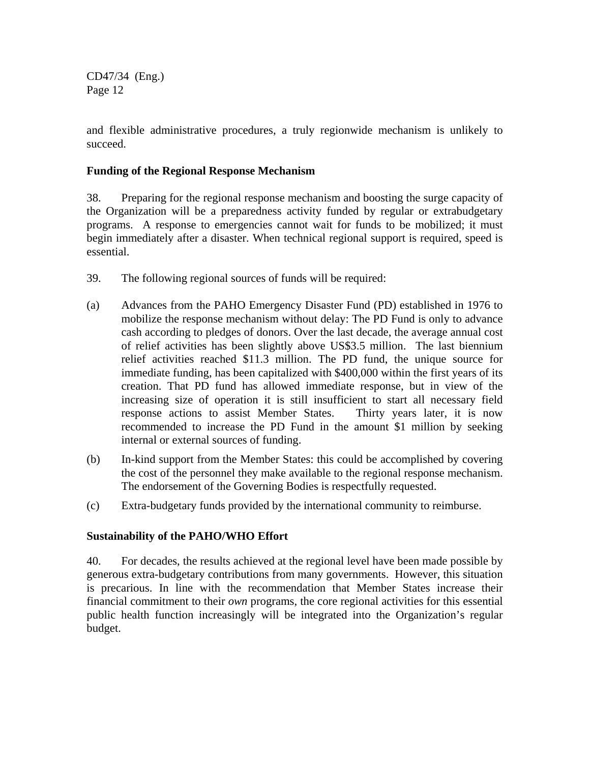and flexible administrative procedures, a truly regionwide mechanism is unlikely to succeed.

**Funding of the Regional Response Mechanism**

38. Preparing for the regional response mechanism and boosting the surge capacity of the Organization will be a preparedness activity funded by regular or extrabudgetary programs. A response to emergencies cannot wait for funds to be mobilized; it must begin immediately after a disaster. When technical regional support is required, speed is essential.

39. The following regional sources of funds will be required:

(a) Advances from the PAHO Emergency Disaster Fund (PD) established in 1976 to mobilize the response mechanism without delay: The PD Fund is only to advance cash according to pledges of donors. Over the last decade, the average annual cost of relief activities has been slightly above US$3.5 million. The last biennium relief activities reached $11.3 million. The PD fund, the unique source for immediate funding, has been capitalized with $400,000 within the first years of its creation. That PD fund has allowed immediate response, but in view of the increasing size of operation it is still insufficient to start all necessary field response actions to assist Member States. Thirty years later, it is now recommended to increase the PD Fund in the amount $1 million by seeking internal or external sources of funding.

(b) In-kind support from the Member States: this could be accomplished by covering the cost of the personnel they make available to the regional response mechanism. The endorsement of the Governing Bodies is respectfully requested.

(c) Extra-budgetary funds provided by the international community to reimburse.

**Sustainability of the PAHO/WHO Effort**

40. For decades, the results achieved at the regional level have been made possible by generous extra-budgetary contributions from many governments. However, this situation is precarious. In line with the recommendation that Member States increase their financial commitment to their *own* programs, the core regional activities for this essential public health function increasingly will be integrated into the Organization's regular budget.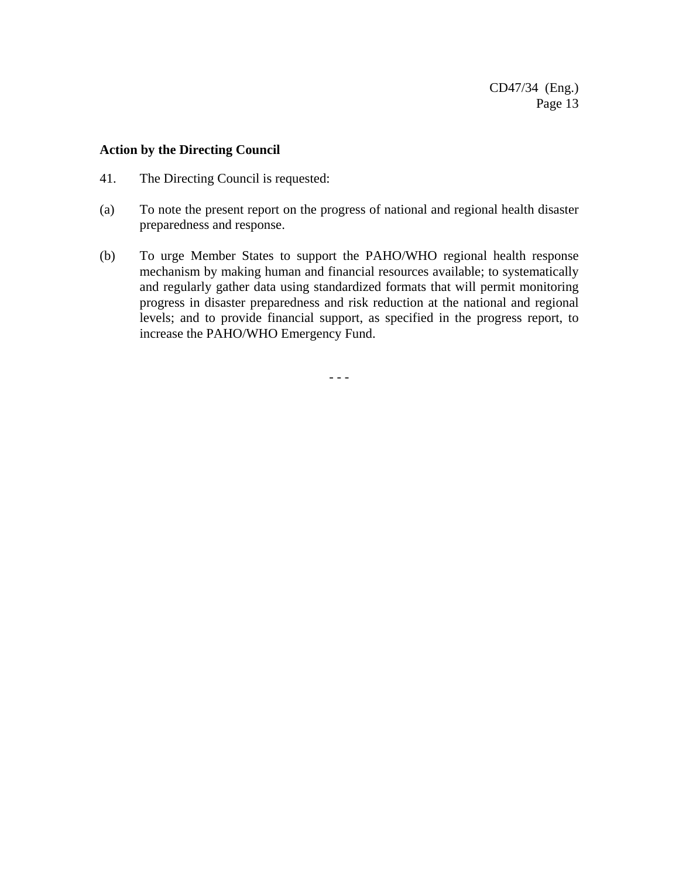**Action by the Directing Council**

41. The Directing Council is requested:

(a) To note the present report on the progress of national and regional health disaster preparedness and response.

(b) To urge Member States to support the PAHO/WHO regional health response mechanism by making human and financial resources available; to systematically and regularly gather data using standardized formats that will permit monitoring progress in disaster preparedness and risk reduction at the national and regional levels; and to provide financial support, as specified in the progress report, to increase the PAHO/WHO Emergency Fund.

- - -